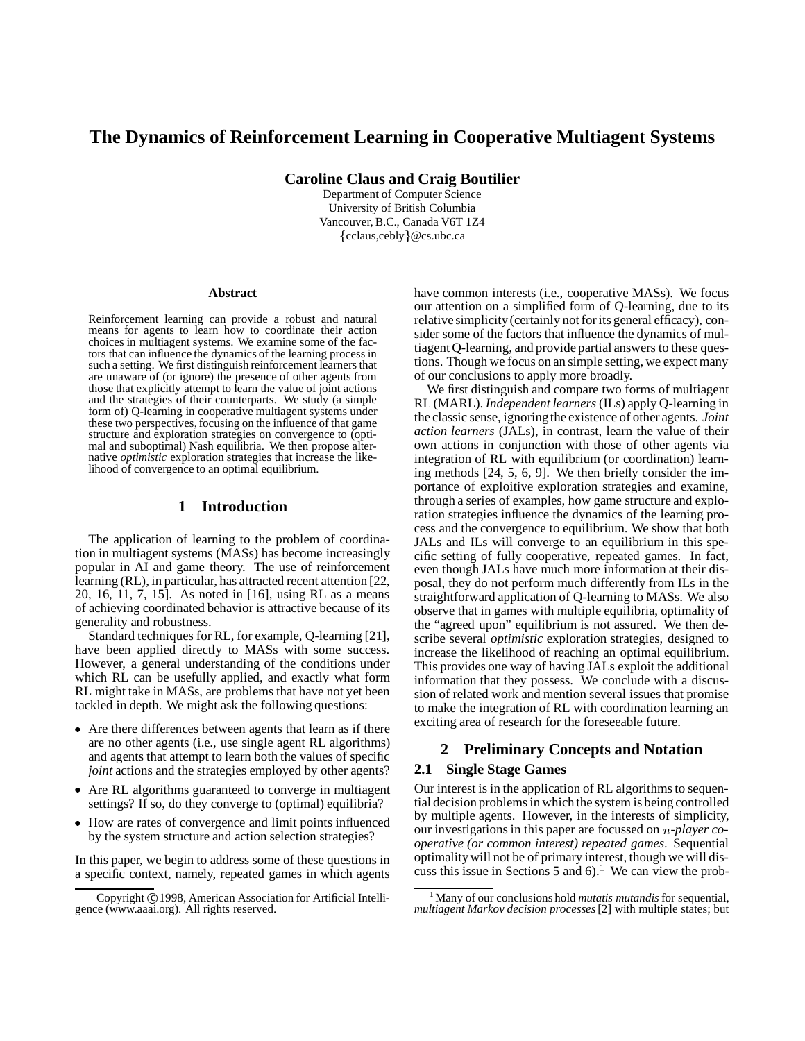# The Dynamics of Reinforcement Learning in Cooperative Multiagent Systems

**Caroline Claus and Craig Boutilier**

Department of Computer Science
University of British Columbia
Vancouver, B.C., Canada V6T 1Z4
{cclaus,cebly}@cs.ubc.ca

## Abstract

Reinforcement learning can provide a robust and natural means for agents to learn how to coordinate their action choices in multiagent systems. We examine some of the factors that can influence the dynamics of the learning process in such a setting. We first distinguish reinforcement learners that are unaware of (or ignore) the presence of other agents from those that explicitly attempt to learn the value of joint actions and the strategies of their counterparts. We study (a simple form of) Q-learning in cooperative multiagent systems under these two perspectives, focusing on the influence of that game structure and exploration strategies on convergence to (optimal and suboptimal) Nash equilibria. We then propose alternative *optimistic* exploration strategies that increase the likelihood of convergence to an optimal equilibrium.

## 1 Introduction

The application of learning to the problem of coordination in multiagent systems (MASs) has become increasingly popular in AI and game theory. The use of reinforcement learning (RL), in particular, has attracted recent attention [22, 20, 16, 11, 7, 15]. As noted in [16], using RL as a means of achieving coordinated behavior is attractive because of its generality and robustness.

Standard techniques for RL, for example, Q-learning [21], have been applied directly to MASs with some success. However, a general understanding of the conditions under which RL can be usefully applied, and exactly what form RL might take in MASs, are problems that have not yet been tackled in depth. We might ask the following questions:

- Are there differences between agents that learn as if there are no other agents (i.e., use single agent RL algorithms) and agents that attempt to learn both the values of specific *joint* actions and the strategies employed by other agents?
- Are RL algorithms guaranteed to converge in multiagent settings? If so, do they converge to (optimal) equilibria?
- How are rates of convergence and limit points influenced by the system structure and action selection strategies?

In this paper, we begin to address some of these questions in a specific context, namely, repeated games in which agents have common interests (i.e., cooperative MASs). We focus our attention on a simplified form of Q-learning, due to its relative simplicity (certainly not for its general efficacy), consider some of the factors that influence the dynamics of multiagent Q-learning, and provide partial answers to these questions. Though we focus on an simple setting, we expect many of our conclusions to apply more broadly.

We first distinguish and compare two forms of multiagent RL (MARL). *Independent learners* (ILs) apply Q-learning in the classic sense, ignoring the existence of other agents. *Joint action learners* (JALs), in contrast, learn the value of their own actions in conjunction with those of other agents via integration of RL with equilibrium (or coordination) learning methods [24, 5, 6, 9]. We then briefly consider the importance of exploitive exploration strategies and examine, through a series of examples, how game structure and exploration strategies influence the dynamics of the learning process and the convergence to equilibrium. We show that both JALs and ILs will converge to an equilibrium in this specific setting of fully cooperative, repeated games. In fact, even though JALs have much more information at their disposal, they do not perform much differently from ILs in the straightforward application of Q-learning to MASs. We also observe that in games with multiple equilibria, optimality of the "agreed upon" equilibrium is not assured. We then describe several *optimistic* exploration strategies, designed to increase the likelihood of reaching an optimal equilibrium. This provides one way of having JALs exploit the additional information that they possess. We conclude with a discussion of related work and mention several issues that promise to make the integration of RL with coordination learning an exciting area of research for the foreseeable future.

## 2 Preliminary Concepts and Notation

### 2.1 Single Stage Games

Our interest is in the application of RL algorithms to sequential decision problems in which the system is being controlled by multiple agents. However, in the interests of simplicity, our investigations in this paper are focussed on $n$*-player cooperative (or common interest) repeated games*. Sequential optimality will not be of primary interest, though we will discuss this issue in Sections 5 and 6).[1] We can view the prob-

Copyright © 1998, American Association for Artificial Intelligence (www.aaai.org). All rights reserved.

[1] Many of our conclusions hold *mutatis mutandis* for sequential, *multiagent Markov decision processes* [2] with multiple states; but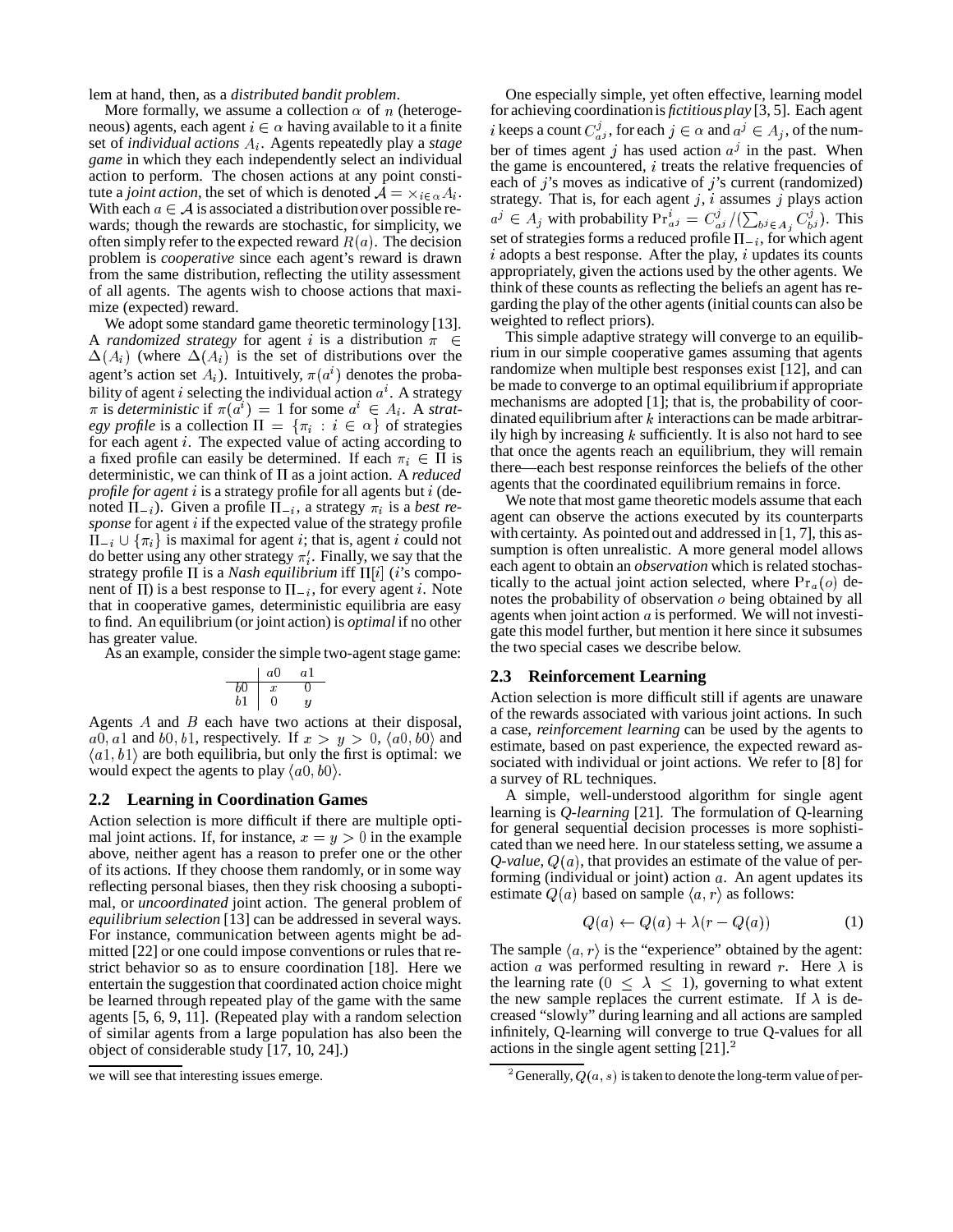lem at hand, then, as a *distributed bandit problem*.

More formally, we assume a collection $\alpha$ of $n$ (heterogeneous) agents, each agent $i \in \alpha$ having available to it a finite set of *individual actions* $A_i$. Agents repeatedly play a *stage game* in which they each independently select an individual action to perform. The chosen actions at any point constitute a *joint action*, the set of which is denoted $\mathcal{A} = \times_{i \in \alpha} A_i$. With each $a \in \mathcal{A}$ is associated a distribution over possible rewards; though the rewards are stochastic, for simplicity, we often simply refer to the expected reward $R(a)$. The decision problem is *cooperative* since each agent's reward is drawn from the same distribution, reflecting the utility assessment of all agents. The agents wish to choose actions that maximize (expected) reward.

We adopt some standard game theoretic terminology [13]. A *randomized strategy* for agent $i$ is a distribution $\pi \in \Delta(A_i)$ (where $\Delta(A_i)$ is the set of distributions over the agent's action set $A_i$). Intuitively, $\pi(a^i)$ denotes the probability of agent $i$ selecting the individual action $a^i$. A strategy $\pi$ is *deterministic* if $\pi(a^i) = 1$ for some $a^i \in A_i$. A *strategy profile* is a collection $\Pi = \{\pi_i : i \in \alpha\}$ of strategies for each agent $i$. The expected value of acting according to a fixed profile can easily be determined. If each $\pi_i \in \Pi$ is deterministic, we can think of $\Pi$ as a joint action. A *reduced profile for agent* $i$ is a strategy profile for all agents but $i$ (denoted $\Pi_{-i}$). Given a profile $\Pi_{-i}$, a strategy $\pi_i$ is a *best response* for agent $i$ if the expected value of the strategy profile $\Pi_{-i} \cup \{\pi_i\}$ is maximal for agent $i$; that is, agent $i$ could not do better using any other strategy $\pi'_i$. Finally, we say that the strategy profile $\Pi$ is a *Nash equilibrium* iff $\Pi[i]$ ($i$'s component of $\Pi$) is a best response to $\Pi_{-i}$, for every agent $i$. Note that in cooperative games, deterministic equilibria are easy to find. An equilibrium (or joint action) is *optimal* if no other has greater value.

As an example, consider the simple two-agent stage game:

| | $a0$ | $a1$ |
|---|---|---|
| $b0$ | $x$ | $0$ |
| $b1$ | $0$ | $y$ |

Agents $A$ and $B$ each have two actions at their disposal, $a0, a1$ and $b0, b1$, respectively. If $x > y > 0$, $\langle a0, b0\rangle$ and $\langle a1, b1\rangle$ are both equilibria, but only the first is optimal: we would expect the agents to play $\langle a0, b0\rangle$.

## 2.2 Learning in Coordination Games

Action selection is more difficult if there are multiple optimal joint actions. If, for instance, $x = y > 0$ in the example above, neither agent has a reason to prefer one or the other of its actions. If they choose them randomly, or in some way reflecting personal biases, then they risk choosing a suboptimal, or *uncoordinated* joint action. The general problem of *equilibrium selection* [13] can be addressed in several ways. For instance, communication between agents might be admitted [22] or one could impose conventions or rules that restrict behavior so as to ensure coordination [18]. Here we entertain the suggestion that coordinated action choice might be learned through repeated play of the game with the same agents [5, 6, 9, 11]. (Repeated play with a random selection of similar agents from a large population has also been the object of considerable study [17, 10, 24].)

One especially simple, yet often effective, learning model for achieving coordination is *fictitious play* [3, 5]. Each agent $i$ keeps a count $C^j_{a^j}$, for each $j \in \alpha$ and $a^j \in A_j$, of the number of times agent $j$ has used action $a^j$ in the past. When the game is encountered, $i$ treats the relative frequencies of each of $j$'s moves as indicative of $j$'s current (randomized) strategy. That is, for each agent $j$, $i$ assumes $j$ plays action $a^j \in A_j$ with probability $\Pr^i_{a^j} = C^j_{a^j} / (\sum_{b^j \in A_j} C^j_{b^j})$. This set of strategies forms a reduced profile $\Pi_{-i}$, for which agent $i$ adopts a best response. After the play, $i$ updates its counts appropriately, given the actions used by the other agents. We think of these counts as reflecting the beliefs an agent has regarding the play of the other agents (initial counts can also be weighted to reflect priors).

This simple adaptive strategy will converge to an equilibrium in our simple cooperative games assuming that agents randomize when multiple best responses exist [12], and can be made to converge to an optimal equilibrium if appropriate mechanisms are adopted [1]; that is, the probability of coordinated equilibrium after $k$ interactions can be made arbitrarily high by increasing $k$ sufficiently. It is also not hard to see that once the agents reach an equilibrium, they will remain there—each best response reinforces the beliefs of the other agents that the coordinated equilibrium remains in force.

We note that most game theoretic models assume that each agent can observe the actions executed by its counterparts with certainty. As pointed out and addressed in [1, 7], this assumption is often unrealistic. A more general model allows each agent to obtain an *observation* which is related stochastically to the actual joint action selected, where $\Pr_a(o)$ denotes the probability of observation $o$ being obtained by all agents when joint action $a$ is performed. We will not investigate this model further, but mention it here since it subsumes the two special cases we describe below.

## 2.3 Reinforcement Learning

Action selection is more difficult still if agents are unaware of the rewards associated with various joint actions. In such a case, *reinforcement learning* can be used by the agents to estimate, based on past experience, the expected reward associated with individual or joint actions. We refer to [8] for a survey of RL techniques.

A simple, well-understood algorithm for single agent learning is *Q-learning* [21]. The formulation of Q-learning for general sequential decision processes is more sophisticated than we need here. In our stateless setting, we assume a *Q-value*, $Q(a)$, that provides an estimate of the value of performing (individual or joint) action $a$. An agent updates its estimate $Q(a)$ based on sample $\langle a, r\rangle$ as follows:

$$Q(a) \leftarrow Q(a) + \lambda(r - Q(a)) \tag{1}$$

The sample $\langle a, r\rangle$ is the "experience" obtained by the agent: action $a$ was performed resulting in reward $r$. Here $\lambda$ is the learning rate ($0 \leq \lambda \leq 1$), governing to what extent the new sample replaces the current estimate. If $\lambda$ is decreased "slowly" during learning and all actions are sampled infinitely, Q-learning will converge to true Q-values for all actions in the single agent setting [21].[2]

---

we will see that interesting issues emerge.

[2] Generally, $Q(a, s)$ is taken to denote the long-term value of per-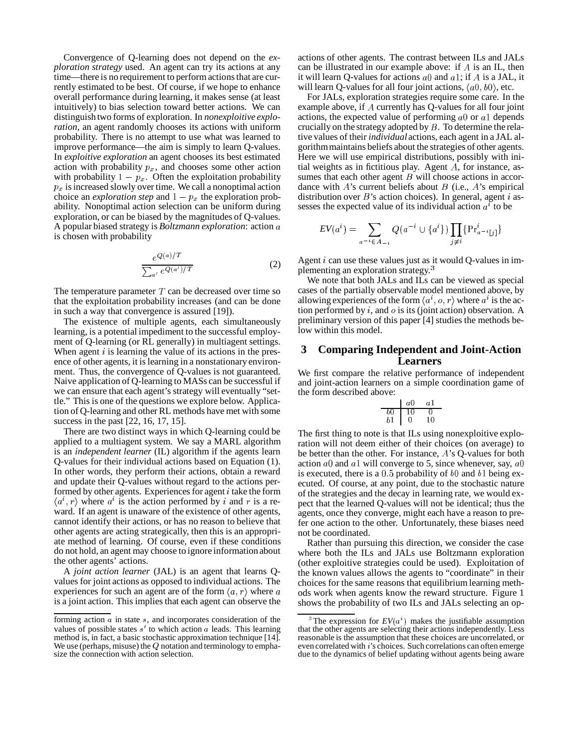Convergence of Q-learning does not depend on the *exploration strategy* used. An agent can try its actions at any time—there is no requirement to perform actions that are currently estimated to be best. Of course, if we hope to enhance overall performance during learning, it makes sense (at least intuitively) to bias selection toward better actions. We can distinguish two forms of exploration. In *nonexploitive exploration*, an agent randomly chooses its actions with uniform probability. There is no attempt to use what was learned to improve performance—the aim is simply to learn Q-values. In *exploitive exploration* an agent chooses its best estimated action with probability $p_x$, and chooses some other action with probability $1 - p_x$. Often the exploitation probability $p_x$ is increased slowly over time. We call a nonoptimal action choice an *exploration step* and $1 - p_x$ the exploration probability. Nonoptimal action selection can be uniform during exploration, or can be biased by the magnitudes of Q-values. A popular biased strategy is *Boltzmann exploration*: action $a$ is chosen with probability

$$\frac{e^{Q(a)/T}}{\sum_{a'} e^{Q(a')/T}} \tag{2}$$

The temperature parameter $T$ can be decreased over time so that the exploitation probability increases (and can be done in such a way that convergence is assured [19]).

The existence of multiple agents, each simultaneously learning, is a potential impediment to the successful employment of Q-learning (or RL generally) in multiagent settings. When agent $i$ is learning the value of its actions in the presence of other agents, it is learning in a nonstationary environment. Thus, the convergence of Q-values is not guaranteed. Naive application of Q-learning to MASs can be successful if we can ensure that each agent's strategy will eventually "settle." This is one of the questions we explore below. Application of Q-learning and other RL methods have met with some success in the past [22, 16, 17, 15].

There are two distinct ways in which Q-learning could be applied to a multiagent system. We say a MARL algorithm is an *independent learner* (IL) algorithm if the agents learn Q-values for their individual actions based on Equation (1). In other words, they perform their actions, obtain a reward and update their Q-values without regard to the actions performed by other agents. Experiences for agent $i$ take the form $\langle a^i, r \rangle$ where $a^i$ is the action performed by $i$ and $r$ is a reward. If an agent is unaware of the existence of other agents, cannot identify their actions, or has no reason to believe that other agents are acting strategically, then this is an appropriate method of learning. Of course, even if these conditions do not hold, an agent may choose to ignore information about the other agents' actions.

A *joint action learner* (JAL) is an agent that learns Q-values for joint actions as opposed to individual actions. The experiences for such an agent are of the form $\langle a, r \rangle$ where $a$ is a joint action. This implies that each agent can observe the actions of other agents. The contrast between ILs and JALs can be illustrated in our example above: if $A$ is an IL, then it will learn Q-values for actions $a0$ and $a1$; if $A$ is a JAL, it will learn Q-values for all four joint actions, $\langle a0, b0 \rangle$, etc.

For JALs, exploration strategies require some care. In the example above, if $A$ currently has Q-values for all four joint actions, the expected value of performing $a0$ or $a1$ depends crucially on the strategy adopted by $B$. To determine the relative values of their *individual* actions, each agent in a JAL algorithm maintains beliefs about the strategies of other agents. Here we will use empirical distributions, possibly with initial weights as in fictitious play. Agent $A$, for instance, assumes that each other agent $B$ will choose actions in accordance with $A$'s current beliefs about $B$ (i.e., $A$'s empirical distribution over $B$'s action choices). In general, agent $i$ assesses the expected value of its individual action $a^i$ to be

$$EV(a^i) = \sum_{a^{-i} \in A_{-i}} Q(a^{-i} \cup \{a^i\}) \prod_{j \neq i} \{\Pr^i_{a^{-i}[j]}\}$$

Agent $i$ can use these values just as it would Q-values in implementing an exploration strategy.[3]

We note that both JALs and ILs can be viewed as special cases of the partially observable model mentioned above, by allowing experiences of the form $\langle a^i, o, r \rangle$ where $a^i$ is the action performed by $i$, and $o$ is its (joint action) observation. A preliminary version of this paper [4] studies the methods below within this model.

## 3 Comparing Independent and Joint-Action Learners

We first compare the relative performance of independent and joint-action learners on a simple coordination game of the form described above:

| | $a0$ | $a1$ |
|---|---|---|
| $b0$ | 10 | 0 |
| $b1$ | 0 | 10 |

The first thing to note is that ILs using nonexploitive exploration will not deem either of their choices (on average) to be better than the other. For instance, $A$'s Q-values for both action $a0$ and $a1$ will converge to 5, since whenever, say, $a0$ is executed, there is a $0.5$ probability of $b0$ and $b1$ being executed. Of course, at any point, due to the stochastic nature of the strategies and the decay in learning rate, we would expect that the learned Q-values will not be identical; thus the agents, once they converge, might each have a reason to prefer one action to the other. Unfortunately, these biases need not be coordinated.

Rather than pursuing this direction, we consider the case where both the ILs and JALs use Boltzmann exploration (other exploitive strategies could be used). Exploitation of the known values allows the agents to "coordinate" in their choices for the same reasons that equilibrium learning methods work when agents know the reward structure. Figure 1 shows the probability of two ILs and JALs selecting an op-

---

forming action $a$ in state $s$, and incorporates consideration of the values of possible states $s'$ to which action $a$ leads. This learning method is, in fact, a basic stochastic approximation technique [14]. We use (perhaps, misuse) the $Q$ notation and terminology to emphasize the connection with action selection.

[3] The expression for $EV(a^i)$ makes the justifiable assumption that the other agents are selecting their actions independently. Less reasonable is the assumption that these choices are uncorrelated, or even correlated with $i$'s choices. Such correlations can often emerge due to the dynamics of belief updating without agents being aware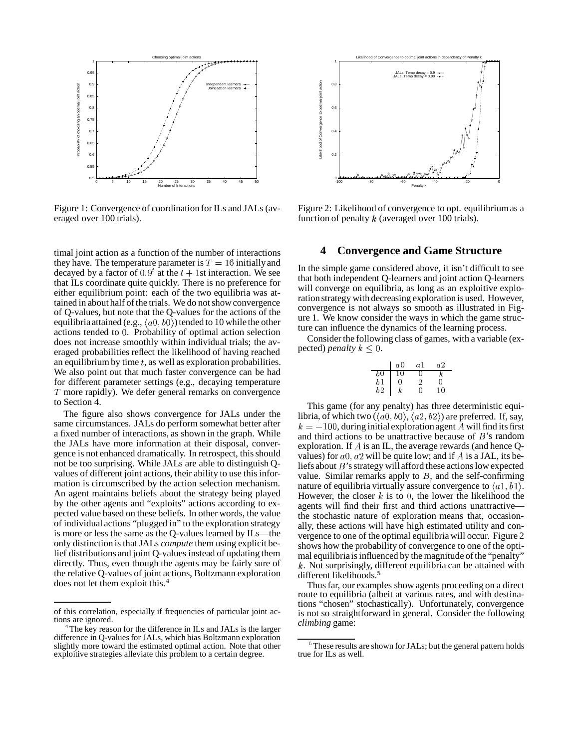Figure 1: Convergence of coordination for ILs and JALs (averaged over 100 trials).

Figure 2: Likelihood of convergence to opt. equilibrium as a function of penalty $k$ (averaged over 100 trials).

timal joint action as a function of the number of interactions they have. The temperature parameter is $T = 16$ initially and decayed by a factor of $0.9^t$ at the $t + 1$st interaction. We see that ILs coordinate quite quickly. There is no preference for either equilibrium point: each of the two equilibria was attained in about half of the trials. We do not show convergence of Q-values, but note that the Q-values for the actions of the equilibria attained (e.g., $\langle a0, b0 \rangle$) tended to 10 while the other actions tended to 0. Probability of optimal action selection does not increase smoothly within individual trials; the averaged probabilities reflect the likelihood of having reached an equilibrium by time $t$, as well as exploration probabilities. We also point out that much faster convergence can be had for different parameter settings (e.g., decaying temperature $T$ more rapidly). We defer general remarks on convergence to Section 4.

The figure also shows convergence for JALs under the same circumstances. JALs do perform somewhat better after a fixed number of interactions, as shown in the graph. While the JALs have more information at their disposal, convergence is not enhanced dramatically. In retrospect, this should not be too surprising. While JALs are able to distinguish Q-values of different joint actions, their ability to use this information is circumscribed by the action selection mechanism. An agent maintains beliefs about the strategy being played by the other agents and "exploits" actions according to expected value based on these beliefs. In other words, the value of individual actions "plugged in" to the exploration strategy is more or less the same as the Q-values learned by ILs—the only distinction is that JALs *compute* them using explicit belief distributions and joint Q-values instead of updating them directly. Thus, even though the agents may be fairly sure of the relative Q-values of joint actions, Boltzmann exploration does not let them exploit this.[4]

## 4 Convergence and Game Structure

In the simple game considered above, it isn't difficult to see that both independent Q-learners and joint action Q-learners will converge on equilibria, as long as an exploitive exploration strategy with decreasing exploration is used. However, convergence is not always so smooth as illustrated in Figure 1. We know consider the ways in which the game structure can influence the dynamics of the learning process.

Consider the following class of games, with a variable (expected) *penalty* $k \leq 0$.

| | $a0$ | $a1$ | $a2$ |
|---|---|---|---|
| $b0$ | 10 | 0 | $k$ |
| $b1$ | 0 | 2 | 0 |
| $b2$ | $k$ | 0 | 10 |

This game (for any penalty) has three deterministic equilibria, of which two ($\langle a0, b0 \rangle$, $\langle a2, b2 \rangle$) are preferred. If, say, $k = -100$, during initial exploration agent $A$ will find its first and third actions to be unattractive because of $B$'s random exploration. If $A$ is an IL, the average rewards (and hence Q-values) for $a0, a2$ will be quite low; and if $A$ is a JAL, its beliefs about $B$'s strategy will afford these actions low expected value. Similar remarks apply to $B$, and the self-confirming nature of equilibria virtually assure convergence to $\langle a1, b1 \rangle$. However, the closer $k$ is to 0, the lower the likelihood the agents will find their first and third actions unattractive—the stochastic nature of exploration means that, occasionally, these actions will have high estimated utility and convergence to one of the optimal equilibria will occur. Figure 2 shows how the probability of convergence to one of the optimal equilibria is influenced by the magnitude of the "penalty" $k$. Not surprisingly, different equilibria can be attained with different likelihoods.[5]

Thus far, our examples show agents proceeding on a direct route to equilibria (albeit at various rates, and with destinations "chosen" stochastically). Unfortunately, convergence is not so straightforward in general. Consider the following *climbing* game:

---

of this correlation, especially if frequencies of particular joint actions are ignored.

[4] The key reason for the difference in ILs and JALs is the larger difference in Q-values for JALs, which bias Boltzmann exploration slightly more toward the estimated optimal action. Note that other exploitive strategies alleviate this problem to a certain degree.

[5] These results are shown for JALs; but the general pattern holds true for ILs as well.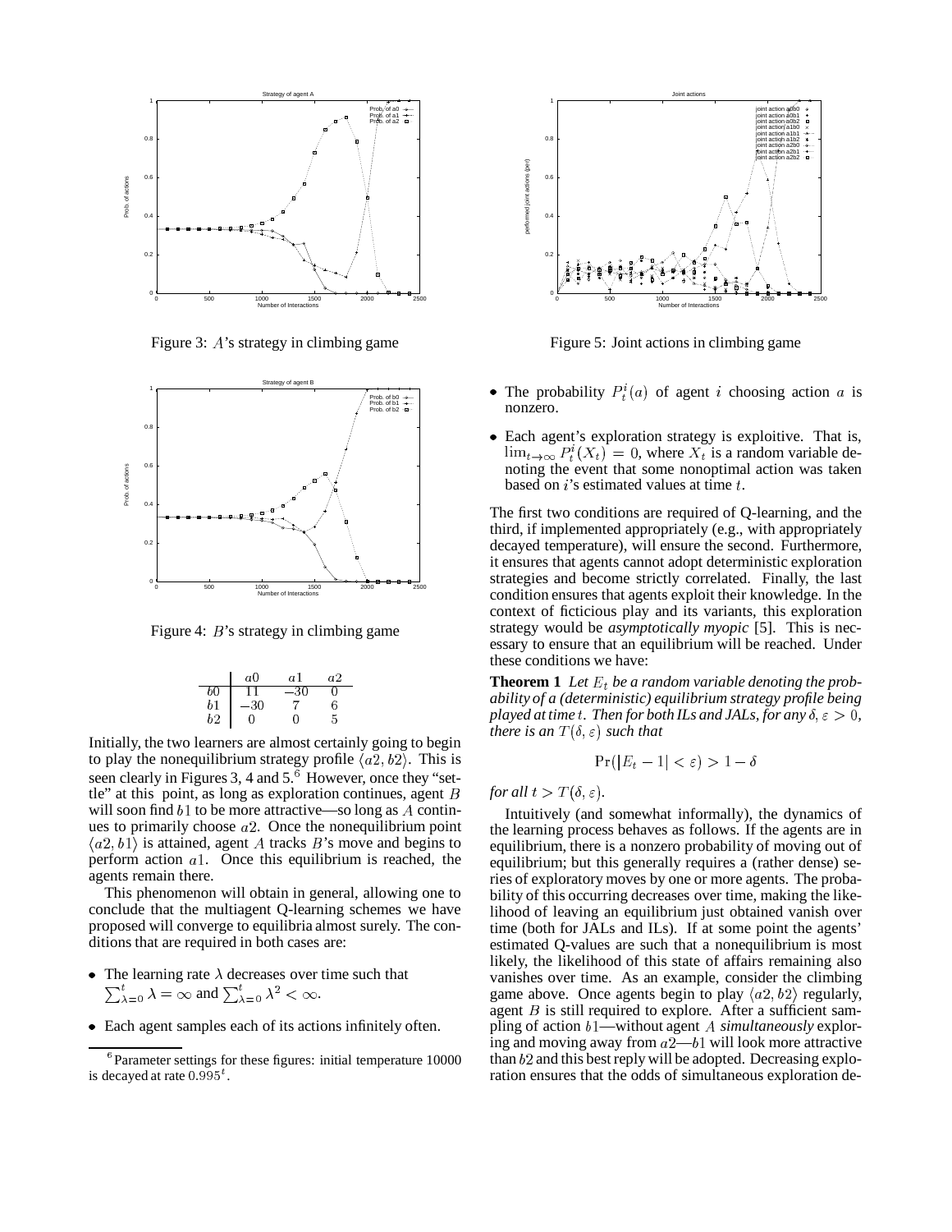Figure 3: $A$'s strategy in climbing game

Figure 4: $B$'s strategy in climbing game

|  | $a0$ | $a1$ | $a2$ |
|---|---|---|---|
| $b0$ | 11 | $-30$ | 0 |
| $b1$ | $-30$ | 7 | 6 |
| $b2$ | 0 | 0 | 5 |

Initially, the two learners are almost certainly going to begin to play the nonequilibrium strategy profile $\langle a2, b2\rangle$. This is seen clearly in Figures 3, 4 and 5.[6] However, once they "settle" at this point, as long as exploration continues, agent $B$ will soon find $b1$ to be more attractive—so long as $A$ continues to primarily choose $a2$. Once the nonequilibrium point $\langle a2, b1\rangle$ is attained, agent $A$ tracks $B$'s move and begins to perform action $a1$. Once this equilibrium is reached, the agents remain there.

This phenomenon will obtain in general, allowing one to conclude that the multiagent Q-learning schemes we have proposed will converge to equilibria almost surely. The conditions that are required in both cases are:

- The learning rate $\lambda$ decreases over time such that $\sum_{\lambda=0}^{t} \lambda = \infty$ and $\sum_{\lambda=0}^{t} \lambda^2 < \infty$.
- Each agent samples each of its actions infinitely often.

[6] Parameter settings for these figures: initial temperature 10000 is decayed at rate $0.995^t$.

Figure 5: Joint actions in climbing game

- The probability $P_t^i(a)$ of agent $i$ choosing action $a$ is nonzero.
- Each agent's exploration strategy is exploitive. That is, $\lim_{t\to\infty} P_t^i(X_t) = 0$, where $X_t$ is a random variable denoting the event that some nonoptimal action was taken based on $i$'s estimated values at time $t$.

The first two conditions are required of Q-learning, and the third, if implemented appropriately (e.g., with appropriately decayed temperature), will ensure the second. Furthermore, it ensures that agents cannot adopt deterministic exploration strategies and become strictly correlated. Finally, the last condition ensures that agents exploit their knowledge. In the context of ficticious play and its variants, this exploration strategy would be *asymptotically myopic* [5]. This is necessary to ensure that an equilibrium will be reached. Under these conditions we have:

**Theorem 1** *Let $E_t$ be a random variable denoting the probability of a (deterministic) equilibrium strategy profile being played at time $t$. Then for both ILs and JALs, for any $\delta, \varepsilon > 0$, there is an $T(\delta, \varepsilon)$ such that*

$$\Pr(|E_t - 1| < \varepsilon) > 1 - \delta$$

*for all $t > T(\delta, \varepsilon)$.*

Intuitively (and somewhat informally), the dynamics of the learning process behaves as follows. If the agents are in equilibrium, there is a nonzero probability of moving out of equilibrium; but this generally requires a (rather dense) series of exploratory moves by one or more agents. The probability of this occurring decreases over time, making the likelihood of leaving an equilibrium just obtained vanish over time (both for JALs and ILs). If at some point the agents' estimated Q-values are such that a nonequilibrium is most likely, the likelihood of this state of affairs remaining also vanishes over time. As an example, consider the climbing game above. Once agents begin to play $\langle a2, b2\rangle$ regularly, agent $B$ is still required to explore. After a sufficient sampling of action $b1$—without agent $A$ *simultaneously* exploring and moving away from $a2$—$b1$ will look more attractive than $b2$ and this best reply will be adopted. Decreasing exploration ensures that the odds of simultaneous exploration de-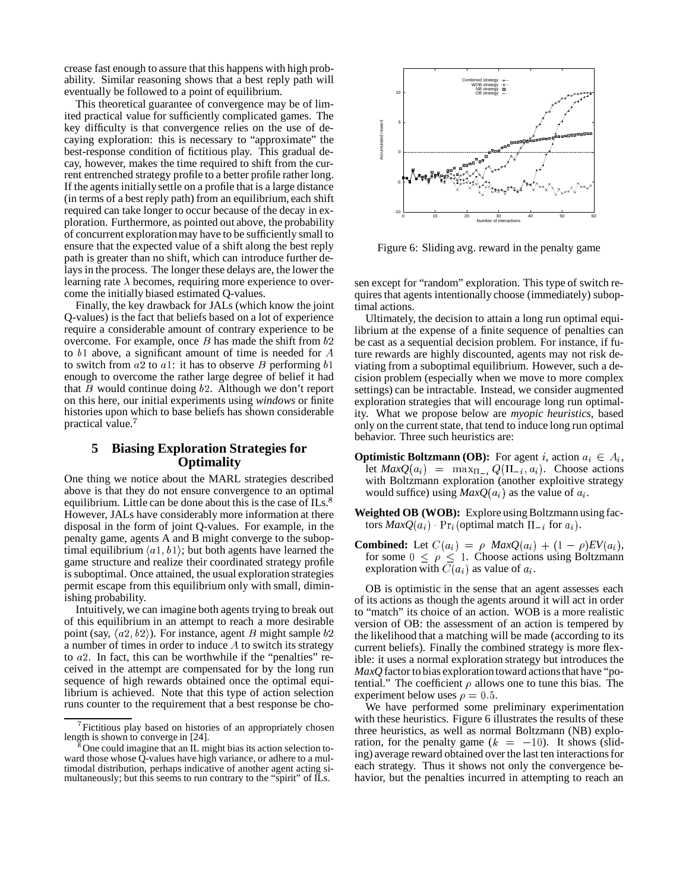crease fast enough to assure that this happens with high probability. Similar reasoning shows that a best reply path will eventually be followed to a point of equilibrium.

This theoretical guarantee of convergence may be of limited practical value for sufficiently complicated games. The key difficulty is that convergence relies on the use of decaying exploration: this is necessary to "approximate" the best-response condition of fictitious play. This gradual decay, however, makes the time required to shift from the current entrenched strategy profile to a better profile rather long. If the agents initially settle on a profile that is a large distance (in terms of a best reply path) from an equilibrium, each shift required can take longer to occur because of the decay in exploration. Furthermore, as pointed out above, the probability of concurrent exploration may have to be sufficiently small to ensure that the expected value of a shift along the best reply path is greater than no shift, which can introduce further delays in the process. The longer these delays are, the lower the learning rate $\lambda$ becomes, requiring more experience to overcome the initially biased estimated Q-values.

Finally, the key drawback for JALs (which know the joint Q-values) is the fact that beliefs based on a lot of experience require a considerable amount of contrary experience to be overcome. For example, once $B$ has made the shift from $b2$ to $b1$ above, a significant amount of time is needed for $A$ to switch from $a2$ to $a1$: it has to observe $B$ performing $b1$ enough to overcome the rather large degree of belief it had that $B$ would continue doing $b2$. Although we don't report on this here, our initial experiments using *windows* or finite histories upon which to base beliefs has shown considerable practical value.[7]

## 5 Biasing Exploration Strategies for Optimality

One thing we notice about the MARL strategies described above is that they do not ensure convergence to an optimal equilibrium. Little can be done about this is the case of ILs.[8] However, JALs have considerably more information at there disposal in the form of joint Q-values. For example, in the penalty game, agents A and B might converge to the suboptimal equilibrium $\langle a1, b1 \rangle$; but both agents have learned the game structure and realize their coordinated strategy profile is suboptimal. Once attained, the usual exploration strategies permit escape from this equilibrium only with small, diminishing probability.

Intuitively, we can imagine both agents trying to break out of this equilibrium in an attempt to reach a more desirable point (say, $\langle a2, b2 \rangle$). For instance, agent $B$ might sample $b2$ a number of times in order to induce $A$ to switch its strategy to $a2$. In fact, this can be worthwhile if the "penalties" received in the attempt are compensated for by the long run sequence of high rewards obtained once the optimal equilibrium is achieved. Note that this type of action selection runs counter to the requirement that a best response be chosen except for "random" exploration. This type of switch requires that agents intentionally choose (immediately) suboptimal actions.

Figure 6: Sliding avg. reward in the penalty game

Ultimately, the decision to attain a long run optimal equilibrium at the expense of a finite sequence of penalties can be cast as a sequential decision problem. For instance, if future rewards are highly discounted, agents may not risk deviating from a suboptimal equilibrium. However, such a decision problem (especially when we move to more complex settings) can be intractable. Instead, we consider augmented exploration strategies that will encourage long run optimality. What we propose below are *myopic heuristics*, based only on the current state, that tend to induce long run optimal behavior. Three such heuristics are:

- **Optimistic Boltzmann (OB):** For agent $i$, action $a_i \in A_i$, let $MaxQ(a_i) = \max_{\Pi_{-i}} Q(\Pi_{-i}, a_i)$. Choose actions with Boltzmann exploration (another exploitive strategy would suffice) using $MaxQ(a_i)$ as the value of $a_i$.
- **Weighted OB (WOB):** Explore using Boltzmann using factors $MaxQ(a_i) \cdot \Pr_i(\text{optimal match } \Pi_{-i} \text{ for } a_i)$.
- **Combined:** Let $C(a_i) = \rho \; MaxQ(a_i) + (1 - \rho)EV(a_i)$, for some $0 \leq \rho \leq 1$. Choose actions using Boltzmann exploration with $C(a_i)$ as value of $a_i$.

OB is optimistic in the sense that an agent assesses each of its actions as though the agents around it will act in order to "match" its choice of an action. WOB is a more realistic version of OB: the assessment of an action is tempered by the likelihood that a matching will be made (according to its current beliefs). Finally the combined strategy is more flexible: it uses a normal exploration strategy but introduces the *MaxQ* factor to bias exploration toward actions that have "potential." The coefficient $\rho$ allows one to tune this bias. The experiment below uses $\rho = 0.5$.

We have performed some preliminary experimentation with these heuristics. Figure 6 illustrates the results of these three heuristics, as well as normal Boltzmann (NB) exploration, for the penalty game ($k = -10$). It shows (sliding) average reward obtained over the last ten interactions for each strategy. Thus it shows not only the convergence behavior, but the penalties incurred in attempting to reach an

[7] Fictitious play based on histories of an appropriately chosen length is shown to converge in [24].

[8] One could imagine that an IL might bias its action selection toward those whose Q-values have high variance, or adhere to a multimodal distribution, perhaps indicative of another agent acting simultaneously; but this seems to run contrary to the "spirit" of ILs.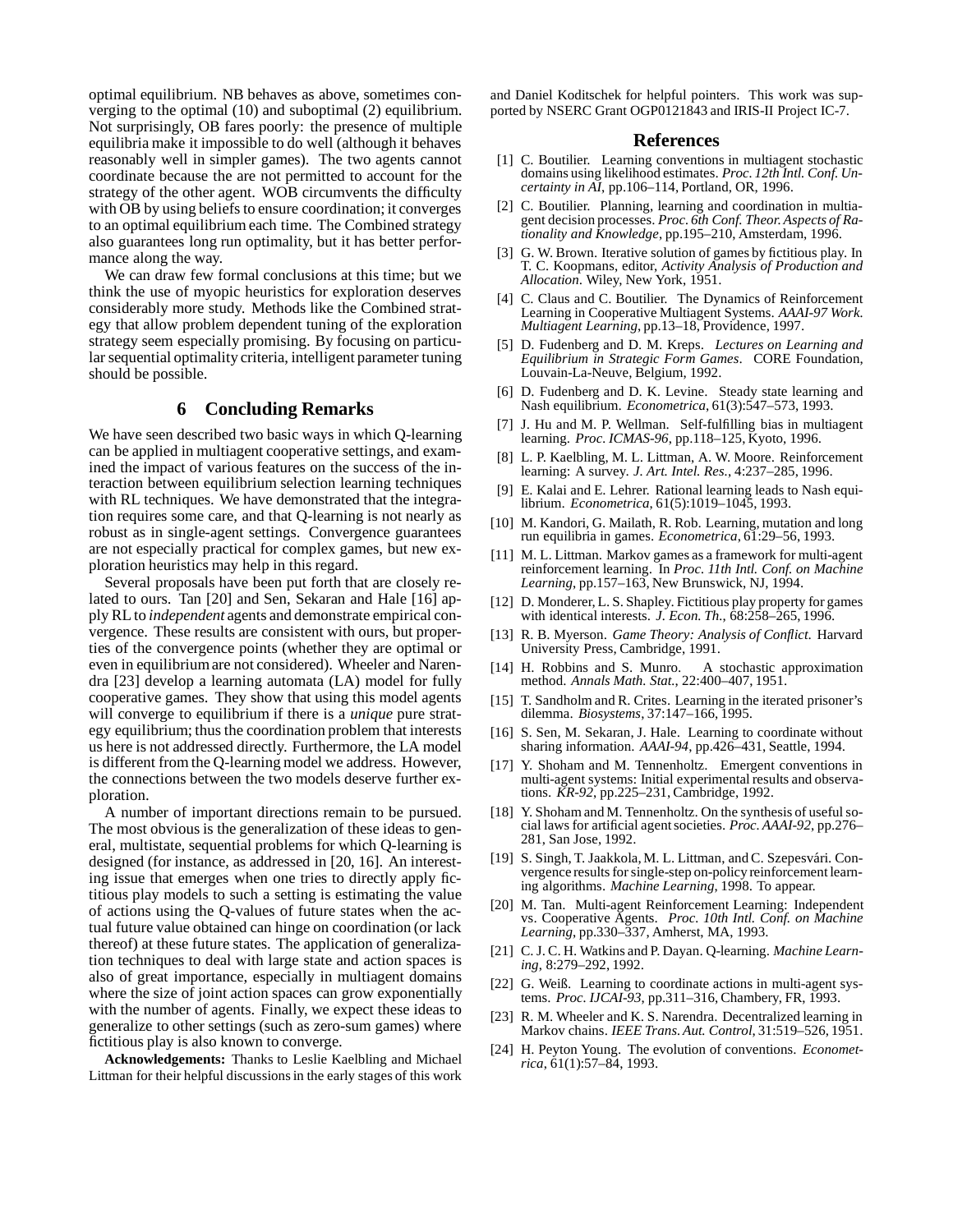optimal equilibrium. NB behaves as above, sometimes converging to the optimal (10) and suboptimal (2) equilibrium. Not surprisingly, OB fares poorly: the presence of multiple equilibria make it impossible to do well (although it behaves reasonably well in simpler games). The two agents cannot coordinate because the are not permitted to account for the strategy of the other agent. WOB circumvents the difficulty with OB by using beliefs to ensure coordination; it converges to an optimal equilibrium each time. The Combined strategy also guarantees long run optimality, but it has better performance along the way.

We can draw few formal conclusions at this time; but we think the use of myopic heuristics for exploration deserves considerably more study. Methods like the Combined strategy that allow problem dependent tuning of the exploration strategy seem especially promising. By focusing on particular sequential optimality criteria, intelligent parameter tuning should be possible.

## 6 Concluding Remarks

We have seen described two basic ways in which Q-learning can be applied in multiagent cooperative settings, and examined the impact of various features on the success of the interaction between equilibrium selection learning techniques with RL techniques. We have demonstrated that the integration requires some care, and that Q-learning is not nearly as robust as in single-agent settings. Convergence guarantees are not especially practical for complex games, but new exploration heuristics may help in this regard.

Several proposals have been put forth that are closely related to ours. Tan [20] and Sen, Sekaran and Hale [16] apply RL to *independent* agents and demonstrate empirical convergence. These results are consistent with ours, but properties of the convergence points (whether they are optimal or even in equilibrium are not considered). Wheeler and Narendra [23] develop a learning automata (LA) model for fully cooperative games. They show that using this model agents will converge to equilibrium if there is a *unique* pure strategy equilibrium; thus the coordination problem that interests us here is not addressed directly. Furthermore, the LA model is different from the Q-learning model we address. However, the connections between the two models deserve further exploration.

A number of important directions remain to be pursued. The most obvious is the generalization of these ideas to general, multistate, sequential problems for which Q-learning is designed (for instance, as addressed in [20, 16]. An interesting issue that emerges when one tries to directly apply fictitious play models to such a setting is estimating the value of actions using the Q-values of future states when the actual future value obtained can hinge on coordination (or lack thereof) at these future states. The application of generalization techniques to deal with large state and action spaces is also of great importance, especially in multiagent domains where the size of joint action spaces can grow exponentially with the number of agents. Finally, we expect these ideas to generalize to other settings (such as zero-sum games) where fictitious play is also known to converge.

**Acknowledgements:** Thanks to Leslie Kaelbling and Michael Littman for their helpful discussions in the early stages of this work and Daniel Koditschek for helpful pointers. This work was supported by NSERC Grant OGP0121843 and IRIS-II Project IC-7.

## References

[1] C. Boutilier. Learning conventions in multiagent stochastic domains using likelihood estimates. *Proc. 12th Intl. Conf. Uncertainty in AI*, pp.106–114, Portland, OR, 1996.

[2] C. Boutilier. Planning, learning and coordination in multiagent decision processes. *Proc. 6th Conf. Theor. Aspects of Rationality and Knowledge*, pp.195–210, Amsterdam, 1996.

[3] G. W. Brown. Iterative solution of games by fictitious play. In T. C. Koopmans, editor, *Activity Analysis of Production and Allocation*. Wiley, New York, 1951.

[4] C. Claus and C. Boutilier. The Dynamics of Reinforcement Learning in Cooperative Multiagent Systems. *AAAI-97 Work. Multiagent Learning*, pp.13–18, Providence, 1997.

[5] D. Fudenberg and D. M. Kreps. *Lectures on Learning and Equilibrium in Strategic Form Games*. CORE Foundation, Louvain-La-Neuve, Belgium, 1992.

[6] D. Fudenberg and D. K. Levine. Steady state learning and Nash equilibrium. *Econometrica*, 61(3):547–573, 1993.

[7] J. Hu and M. P. Wellman. Self-fulfilling bias in multiagent learning. *Proc. ICMAS-96*, pp.118–125, Kyoto, 1996.

[8] L. P. Kaelbling, M. L. Littman, A. W. Moore. Reinforcement learning: A survey. *J. Art. Intel. Res.*, 4:237–285, 1996.

[9] E. Kalai and E. Lehrer. Rational learning leads to Nash equilibrium. *Econometrica*, 61(5):1019–1045, 1993.

[10] M. Kandori, G. Mailath, R. Rob. Learning, mutation and long run equilibria in games. *Econometrica*, 61:29–56, 1993.

[11] M. L. Littman. Markov games as a framework for multi-agent reinforcement learning. In *Proc. 11th Intl. Conf. on Machine Learning*, pp.157–163, New Brunswick, NJ, 1994.

[12] D. Monderer, L. S. Shapley. Fictitious play property for games with identical interests. *J. Econ. Th.*, 68:258–265, 1996.

[13] R. B. Myerson. *Game Theory: Analysis of Conflict*. Harvard University Press, Cambridge, 1991.

[14] H. Robbins and S. Munro. A stochastic approximation method. *Annals Math. Stat.*, 22:400–407, 1951.

[15] T. Sandholm and R. Crites. Learning in the iterated prisoner's dilemma. *Biosystems*, 37:147–166, 1995.

[16] S. Sen, M. Sekaran, J. Hale. Learning to coordinate without sharing information. *AAAI-94*, pp.426–431, Seattle, 1994.

[17] Y. Shoham and M. Tennenholtz. Emergent conventions in multi-agent systems: Initial experimental results and observations. *KR-92*, pp.225–231, Cambridge, 1992.

[18] Y. Shoham and M. Tennenholtz. On the synthesis of useful social laws for artificial agent societies. *Proc. AAAI-92*, pp.276–281, San Jose, 1992.

[19] S. Singh, T. Jaakkola, M. L. Littman, and C. Szepesvári. Convergence results for single-step on-policy reinforcement learning algorithms. *Machine Learning*, 1998. To appear.

[20] M. Tan. Multi-agent Reinforcement Learning: Independent vs. Cooperative Agents. *Proc. 10th Intl. Conf. on Machine Learning*, pp.330–337, Amherst, MA, 1993.

[21] C. J. C. H. Watkins and P. Dayan. Q-learning. *Machine Learning*, 8:279–292, 1992.

[22] G. Weiß. Learning to coordinate actions in multi-agent systems. *Proc. IJCAI-93*, pp.311–316, Chambery, FR, 1993.

[23] R. M. Wheeler and K. S. Narendra. Decentralized learning in Markov chains. *IEEE Trans. Aut. Control*, 31:519–526, 1951.

[24] H. Peyton Young. The evolution of conventions. *Econometrica*, 61(1):57–84, 1993.